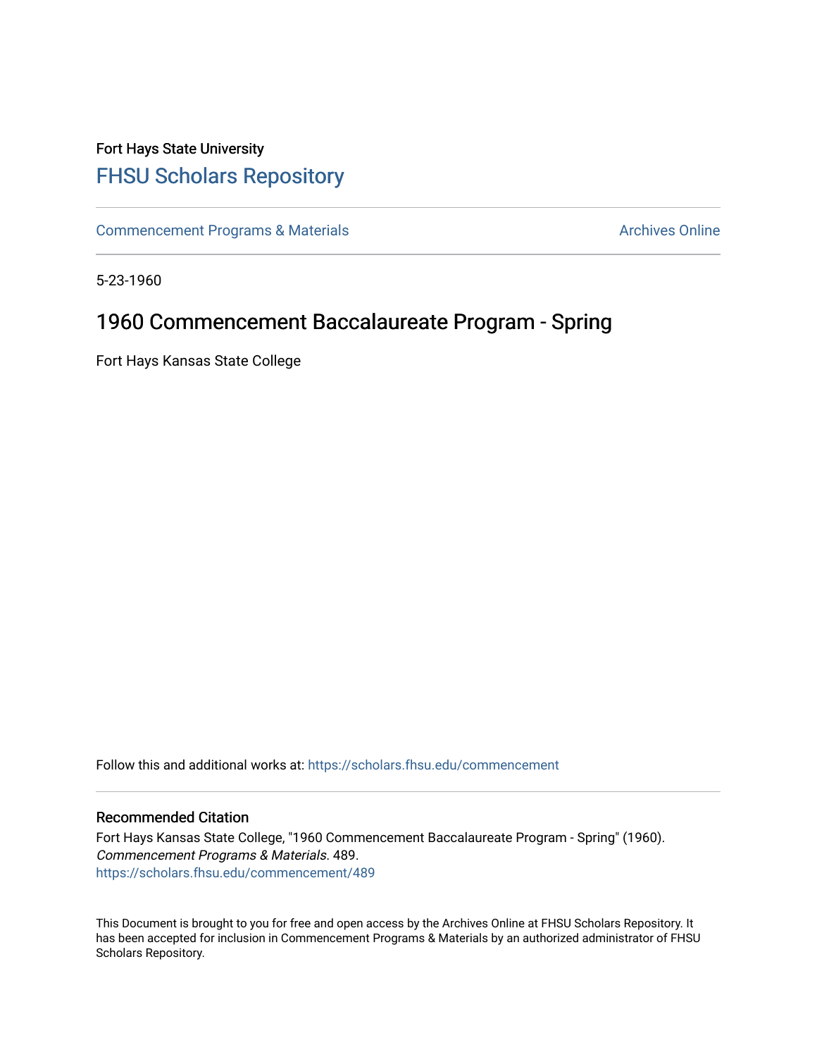Fort Hays State University

# FHSU Scholars Repository

Commencement Programs & Materials | Archives Online

5-23-1960

## 1960 Commencement Baccalaureate Program - Spring

Fort Hays Kansas State College

Follow this and additional works at: https://scholars.fhsu.edu/commencement

### Recommended Citation

Fort Hays Kansas State College, "1960 Commencement Baccalaureate Program - Spring" (1960). *Commencement Programs & Materials*. 489.
https://scholars.fhsu.edu/commencement/489

This Document is brought to you for free and open access by the Archives Online at FHSU Scholars Repository. It has been accepted for inclusion in Commencement Programs & Materials by an authorized administrator of FHSU Scholars Repository.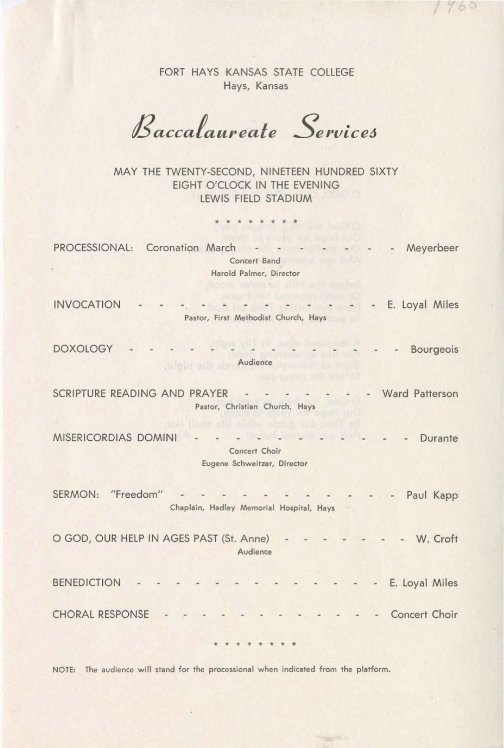1960

FORT HAYS KANSAS STATE COLLEGE
Hays, Kansas

# *Baccalaureate Services*

MAY THE TWENTY-SECOND, NINETEEN HUNDRED SIXTY
EIGHT O'CLOCK IN THE EVENING
LEWIS FIELD STADIUM

* * * * * * * *

PROCESSIONAL: Coronation March - - - - - - - - - Meyerbeer
Concert Band
Harold Palmer, Director

INVOCATION - - - - - - - - - - - - - - - E. Loyal Miles
Pastor, First Methodist Church, Hays

DOXOLOGY - - - - - - - - - - - - - - - Bourgeois
Audience

SCRIPTURE READING AND PRAYER - - - - - - - - Ward Patterson
Pastor, Christian Church, Hays

MISERICORDIAS DOMINI - - - - - - - - - - - - Durante
Concert Choir
Eugene Schweitzer, Director

SERMON: "Freedom" - - - - - - - - - - - - - Paul Kapp
Chaplain, Hadley Memorial Hospital, Hays

O GOD, OUR HELP IN AGES PAST (St. Anne) - - - - - - - - W. Croft
Audience

BENEDICTION - - - - - - - - - - - - - - - - E. Loyal Miles

CHORAL RESPONSE - - - - - - - - - - - - - - Concert Choir

* * * * * * * *

NOTE: The audience will stand for the processional when indicated from the platform.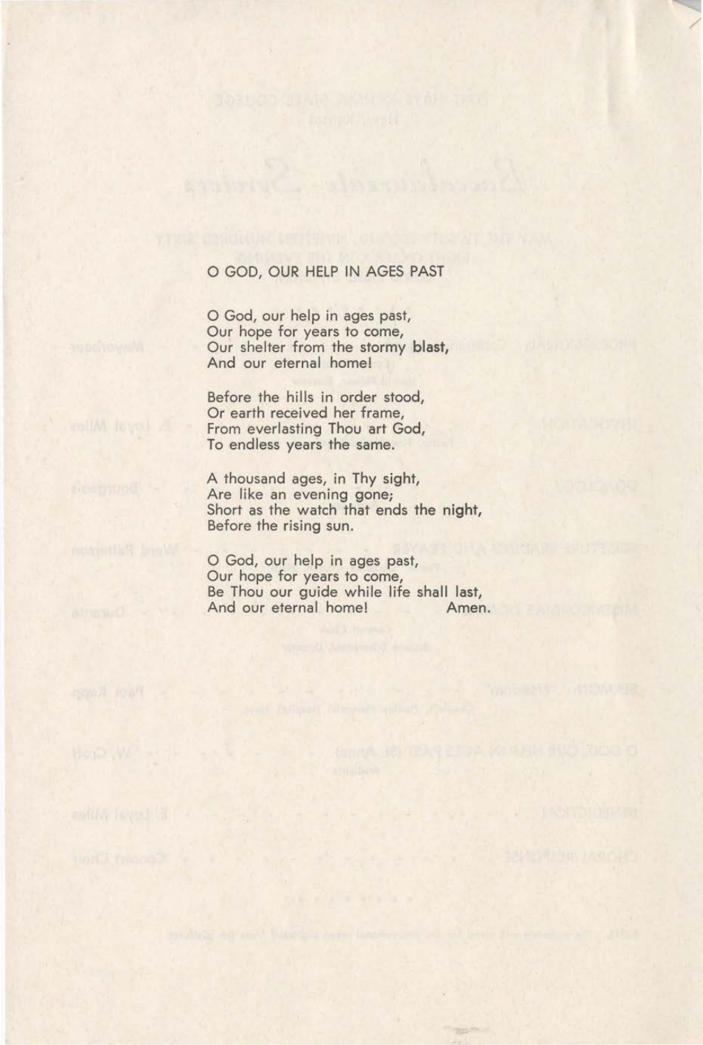## O GOD, OUR HELP IN AGES PAST

O God, our help in ages past,
Our hope for years to come,
Our shelter from the stormy blast,
And our eternal home!

Before the hills in order stood,
Or earth received her frame,
From everlasting Thou art God,
To endless years the same.

A thousand ages, in Thy sight,
Are like an evening gone;
Short as the watch that ends the night,
Before the rising sun.

O God, our help in ages past,
Our hope for years to come,
Be Thou our guide while life shall last,
And our eternal home! Amen.